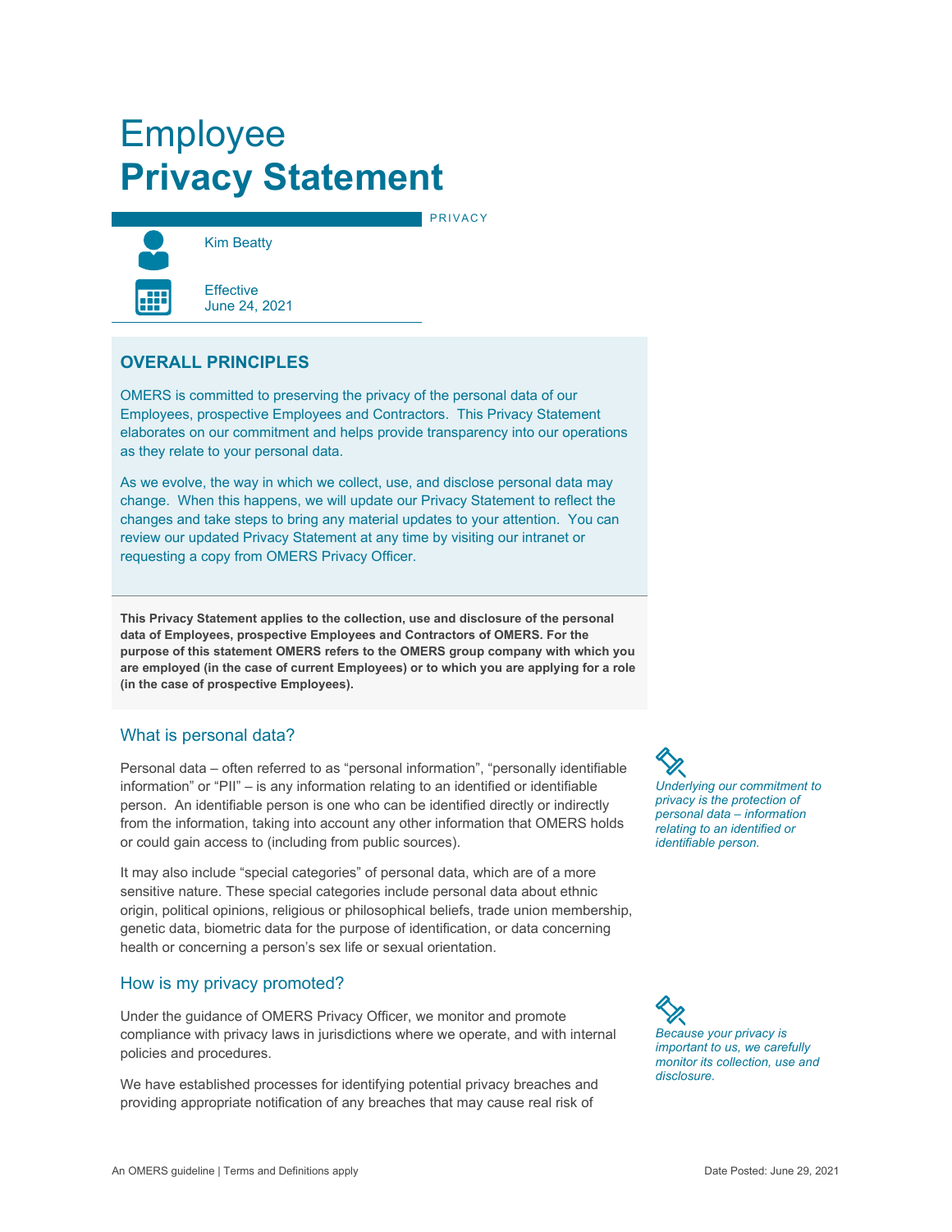# Employee **Privacy Statement**

PRIVACY

Kim Beatty

Effective
June 24, 2021

## OVERALL PRINCIPLES

OMERS is committed to preserving the privacy of the personal data of our Employees, prospective Employees and Contractors. This Privacy Statement elaborates on our commitment and helps provide transparency into our operations as they relate to your personal data.

As we evolve, the way in which we collect, use, and disclose personal data may change. When this happens, we will update our Privacy Statement to reflect the changes and take steps to bring any material updates to your attention. You can review our updated Privacy Statement at any time by visiting our intranet or requesting a copy from OMERS Privacy Officer.

**This Privacy Statement applies to the collection, use and disclosure of the personal data of Employees, prospective Employees and Contractors of OMERS. For the purpose of this statement OMERS refers to the OMERS group company with which you are employed (in the case of current Employees) or to which you are applying for a role (in the case of prospective Employees).**

### What is personal data?

*Underlying our commitment to privacy is the protection of personal data – information relating to an identified or identifiable person.*

Personal data – often referred to as "personal information", "personally identifiable information" or "PII" – is any information relating to an identified or identifiable person. An identifiable person is one who can be identified directly or indirectly from the information, taking into account any other information that OMERS holds or could gain access to (including from public sources).

It may also include "special categories" of personal data, which are of a more sensitive nature. These special categories include personal data about ethnic origin, political opinions, religious or philosophical beliefs, trade union membership, genetic data, biometric data for the purpose of identification, or data concerning health or concerning a person's sex life or sexual orientation.

### How is my privacy promoted?

*Because your privacy is important to us, we carefully monitor its collection, use and disclosure.*

Under the guidance of OMERS Privacy Officer, we monitor and promote compliance with privacy laws in jurisdictions where we operate, and with internal policies and procedures.

We have established processes for identifying potential privacy breaches and providing appropriate notification of any breaches that may cause real risk of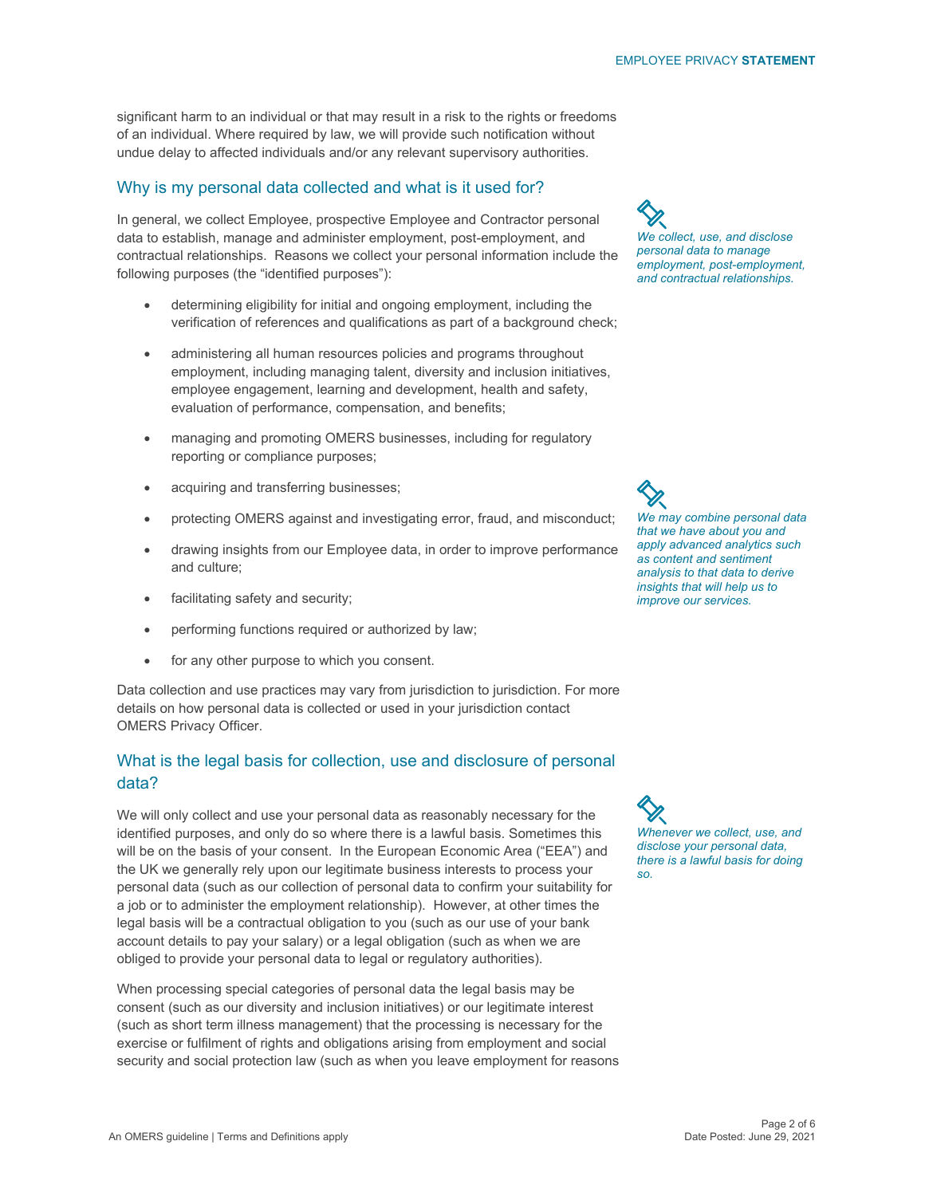significant harm to an individual or that may result in a risk to the rights or freedoms of an individual. Where required by law, we will provide such notification without undue delay to affected individuals and/or any relevant supervisory authorities.

## Why is my personal data collected and what is it used for?

*We collect, use, and disclose personal data to manage employment, post-employment, and contractual relationships.*

In general, we collect Employee, prospective Employee and Contractor personal data to establish, manage and administer employment, post-employment, and contractual relationships. Reasons we collect your personal information include the following purposes (the "identified purposes"):

- determining eligibility for initial and ongoing employment, including the verification of references and qualifications as part of a background check;
- administering all human resources policies and programs throughout employment, including managing talent, diversity and inclusion initiatives, employee engagement, learning and development, health and safety, evaluation of performance, compensation, and benefits;
- managing and promoting OMERS businesses, including for regulatory reporting or compliance purposes;
- acquiring and transferring businesses;
- protecting OMERS against and investigating error, fraud, and misconduct;
- drawing insights from our Employee data, in order to improve performance and culture;
- facilitating safety and security;
- performing functions required or authorized by law;
- for any other purpose to which you consent.

*We may combine personal data that we have about you and apply advanced analytics such as content and sentiment analysis to that data to derive insights that will help us to improve our services.*

Data collection and use practices may vary from jurisdiction to jurisdiction. For more details on how personal data is collected or used in your jurisdiction contact OMERS Privacy Officer.

## What is the legal basis for collection, use and disclosure of personal data?

*Whenever we collect, use, and disclose your personal data, there is a lawful basis for doing so.*

We will only collect and use your personal data as reasonably necessary for the identified purposes, and only do so where there is a lawful basis. Sometimes this will be on the basis of your consent. In the European Economic Area ("EEA") and the UK we generally rely upon our legitimate business interests to process your personal data (such as our collection of personal data to confirm your suitability for a job or to administer the employment relationship). However, at other times the legal basis will be a contractual obligation to you (such as our use of your bank account details to pay your salary) or a legal obligation (such as when we are obliged to provide your personal data to legal or regulatory authorities).

When processing special categories of personal data the legal basis may be consent (such as our diversity and inclusion initiatives) or our legitimate interest (such as short term illness management) that the processing is necessary for the exercise or fulfilment of rights and obligations arising from employment and social security and social protection law (such as when you leave employment for reasons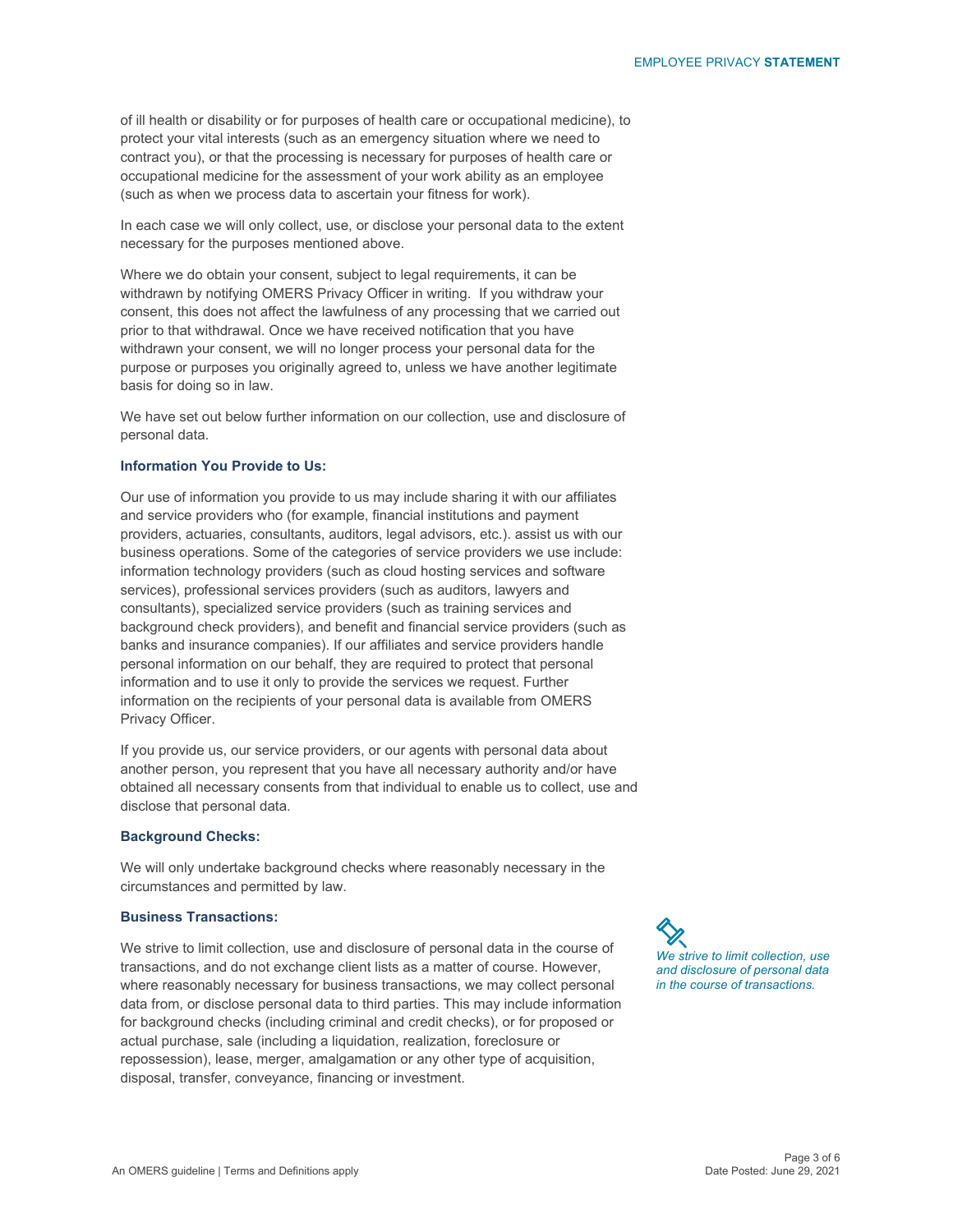of ill health or disability or for purposes of health care or occupational medicine), to protect your vital interests (such as an emergency situation where we need to contract you), or that the processing is necessary for purposes of health care or occupational medicine for the assessment of your work ability as an employee (such as when we process data to ascertain your fitness for work).

In each case we will only collect, use, or disclose your personal data to the extent necessary for the purposes mentioned above.

Where we do obtain your consent, subject to legal requirements, it can be withdrawn by notifying OMERS Privacy Officer in writing. If you withdraw your consent, this does not affect the lawfulness of any processing that we carried out prior to that withdrawal. Once we have received notification that you have withdrawn your consent, we will no longer process your personal data for the purpose or purposes you originally agreed to, unless we have another legitimate basis for doing so in law.

We have set out below further information on our collection, use and disclosure of personal data.

**Information You Provide to Us:**

Our use of information you provide to us may include sharing it with our affiliates and service providers who (for example, financial institutions and payment providers, actuaries, consultants, auditors, legal advisors, etc.). assist us with our business operations. Some of the categories of service providers we use include: information technology providers (such as cloud hosting services and software services), professional services providers (such as auditors, lawyers and consultants), specialized service providers (such as training services and background check providers), and benefit and financial service providers (such as banks and insurance companies). If our affiliates and service providers handle personal information on our behalf, they are required to protect that personal information and to use it only to provide the services we request. Further information on the recipients of your personal data is available from OMERS Privacy Officer.

If you provide us, our service providers, or our agents with personal data about another person, you represent that you have all necessary authority and/or have obtained all necessary consents from that individual to enable us to collect, use and disclose that personal data.

**Background Checks:**

We will only undertake background checks where reasonably necessary in the circumstances and permitted by law.

**Business Transactions:**

*We strive to limit collection, use and disclosure of personal data in the course of transactions.*

We strive to limit collection, use and disclosure of personal data in the course of transactions, and do not exchange client lists as a matter of course. However, where reasonably necessary for business transactions, we may collect personal data from, or disclose personal data to third parties. This may include information for background checks (including criminal and credit checks), or for proposed or actual purchase, sale (including a liquidation, realization, foreclosure or repossession), lease, merger, amalgamation or any other type of acquisition, disposal, transfer, conveyance, financing or investment.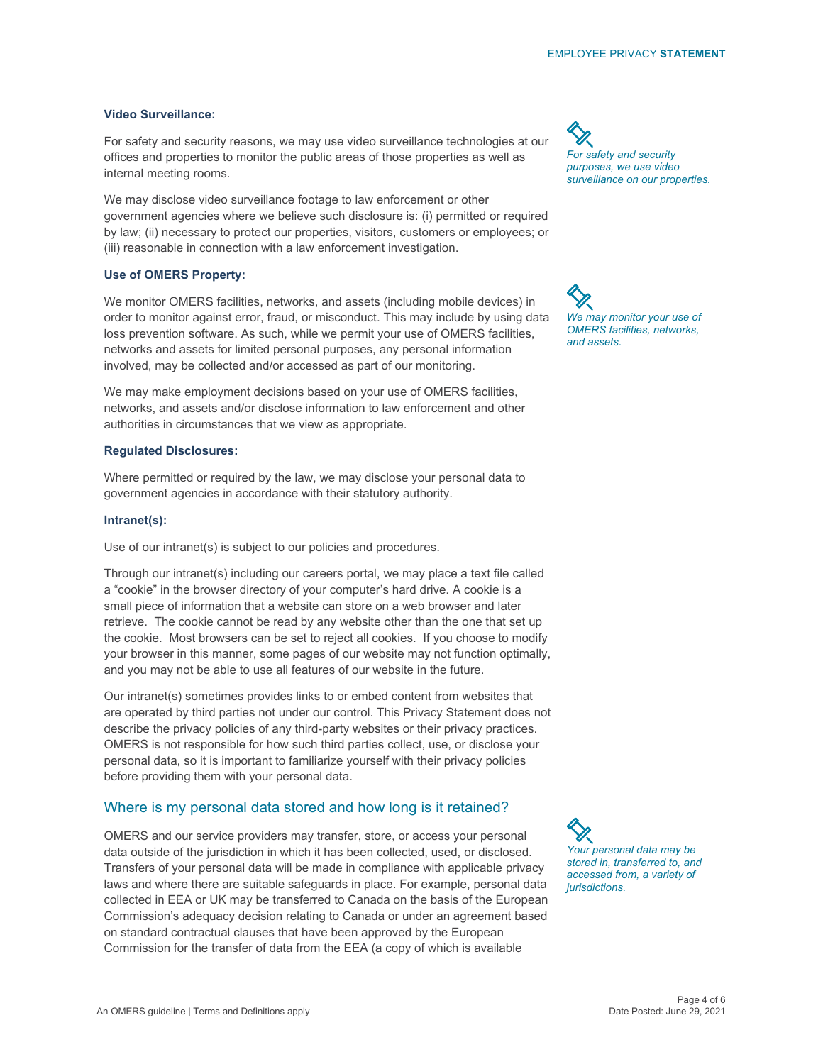**Video Surveillance:**

For safety and security reasons, we may use video surveillance technologies at our offices and properties to monitor the public areas of those properties as well as internal meeting rooms.

*For safety and security purposes, we use video surveillance on our properties.*

We may disclose video surveillance footage to law enforcement or other government agencies where we believe such disclosure is: (i) permitted or required by law; (ii) necessary to protect our properties, visitors, customers or employees; or (iii) reasonable in connection with a law enforcement investigation.

**Use of OMERS Property:**

We monitor OMERS facilities, networks, and assets (including mobile devices) in order to monitor against error, fraud, or misconduct. This may include by using data loss prevention software. As such, while we permit your use of OMERS facilities, networks and assets for limited personal purposes, any personal information involved, may be collected and/or accessed as part of our monitoring.

*We may monitor your use of OMERS facilities, networks, and assets.*

We may make employment decisions based on your use of OMERS facilities, networks, and assets and/or disclose information to law enforcement and other authorities in circumstances that we view as appropriate.

**Regulated Disclosures:**

Where permitted or required by the law, we may disclose your personal data to government agencies in accordance with their statutory authority.

**Intranet(s):**

Use of our intranet(s) is subject to our policies and procedures.

Through our intranet(s) including our careers portal, we may place a text file called a "cookie" in the browser directory of your computer's hard drive. A cookie is a small piece of information that a website can store on a web browser and later retrieve. The cookie cannot be read by any website other than the one that set up the cookie. Most browsers can be set to reject all cookies. If you choose to modify your browser in this manner, some pages of our website may not function optimally, and you may not be able to use all features of our website in the future.

Our intranet(s) sometimes provides links to or embed content from websites that are operated by third parties not under our control. This Privacy Statement does not describe the privacy policies of any third-party websites or their privacy practices. OMERS is not responsible for how such third parties collect, use, or disclose your personal data, so it is important to familiarize yourself with their privacy policies before providing them with your personal data.

## Where is my personal data stored and how long is it retained?

OMERS and our service providers may transfer, store, or access your personal data outside of the jurisdiction in which it has been collected, used, or disclosed. Transfers of your personal data will be made in compliance with applicable privacy laws and where there are suitable safeguards in place. For example, personal data collected in EEA or UK may be transferred to Canada on the basis of the European Commission's adequacy decision relating to Canada or under an agreement based on standard contractual clauses that have been approved by the European Commission for the transfer of data from the EEA (a copy of which is available

*Your personal data may be stored in, transferred to, and accessed from, a variety of jurisdictions.*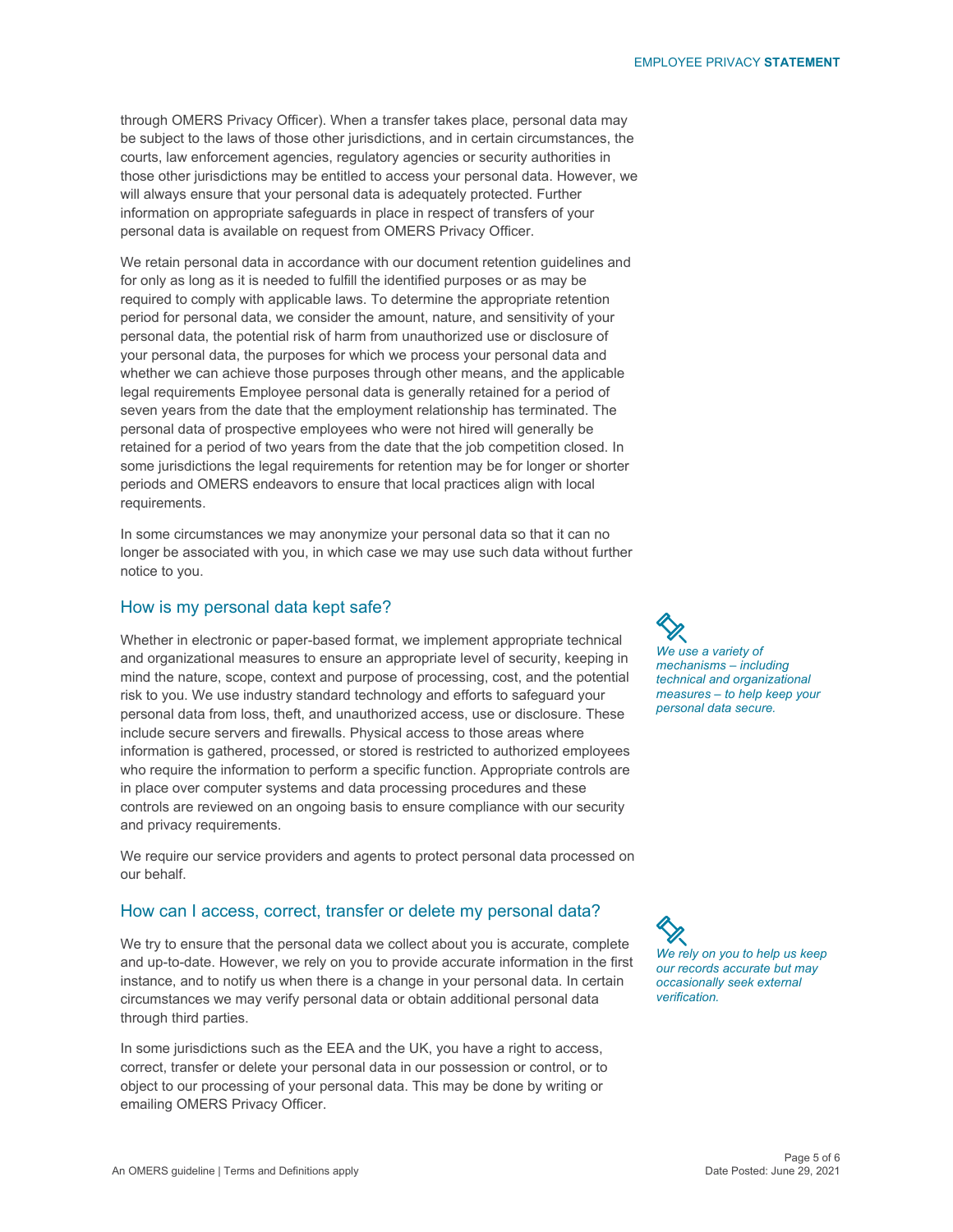through OMERS Privacy Officer). When a transfer takes place, personal data may be subject to the laws of those other jurisdictions, and in certain circumstances, the courts, law enforcement agencies, regulatory agencies or security authorities in those other jurisdictions may be entitled to access your personal data. However, we will always ensure that your personal data is adequately protected. Further information on appropriate safeguards in place in respect of transfers of your personal data is available on request from OMERS Privacy Officer.

We retain personal data in accordance with our document retention guidelines and for only as long as it is needed to fulfill the identified purposes or as may be required to comply with applicable laws. To determine the appropriate retention period for personal data, we consider the amount, nature, and sensitivity of your personal data, the potential risk of harm from unauthorized use or disclosure of your personal data, the purposes for which we process your personal data and whether we can achieve those purposes through other means, and the applicable legal requirements Employee personal data is generally retained for a period of seven years from the date that the employment relationship has terminated. The personal data of prospective employees who were not hired will generally be retained for a period of two years from the date that the job competition closed. In some jurisdictions the legal requirements for retention may be for longer or shorter periods and OMERS endeavors to ensure that local practices align with local requirements.

In some circumstances we may anonymize your personal data so that it can no longer be associated with you, in which case we may use such data without further notice to you.

## How is my personal data kept safe?

*We use a variety of mechanisms – including technical and organizational measures – to help keep your personal data secure.*

Whether in electronic or paper-based format, we implement appropriate technical and organizational measures to ensure an appropriate level of security, keeping in mind the nature, scope, context and purpose of processing, cost, and the potential risk to you. We use industry standard technology and efforts to safeguard your personal data from loss, theft, and unauthorized access, use or disclosure. These include secure servers and firewalls. Physical access to those areas where information is gathered, processed, or stored is restricted to authorized employees who require the information to perform a specific function. Appropriate controls are in place over computer systems and data processing procedures and these controls are reviewed on an ongoing basis to ensure compliance with our security and privacy requirements.

We require our service providers and agents to protect personal data processed on our behalf.

## How can I access, correct, transfer or delete my personal data?

*We rely on you to help us keep our records accurate but may occasionally seek external verification.*

We try to ensure that the personal data we collect about you is accurate, complete and up-to-date. However, we rely on you to provide accurate information in the first instance, and to notify us when there is a change in your personal data. In certain circumstances we may verify personal data or obtain additional personal data through third parties.

In some jurisdictions such as the EEA and the UK, you have a right to access, correct, transfer or delete your personal data in our possession or control, or to object to our processing of your personal data. This may be done by writing or emailing OMERS Privacy Officer.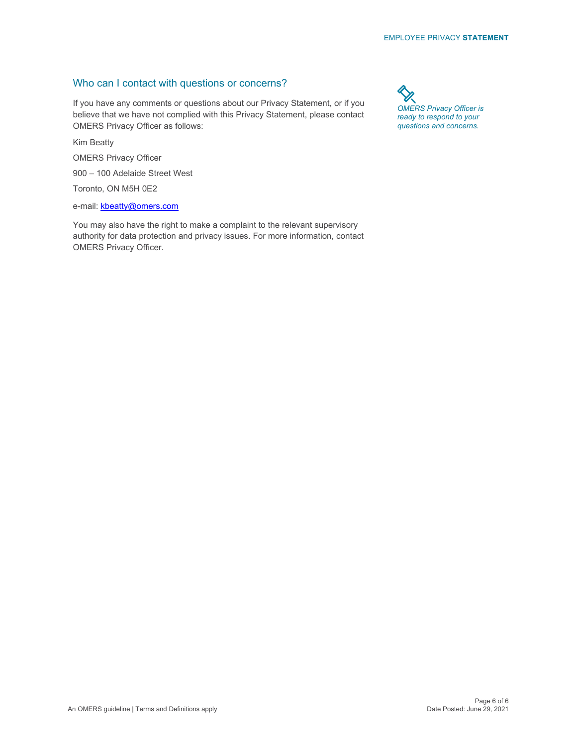## Who can I contact with questions or concerns?

If you have any comments or questions about our Privacy Statement, or if you believe that we have not complied with this Privacy Statement, please contact OMERS Privacy Officer as follows:

*OMERS Privacy Officer is ready to respond to your questions and concerns.*

Kim Beatty

OMERS Privacy Officer

900 – 100 Adelaide Street West

Toronto, ON M5H 0E2

e-mail: kbeatty@omers.com

You may also have the right to make a complaint to the relevant supervisory authority for data protection and privacy issues. For more information, contact OMERS Privacy Officer.